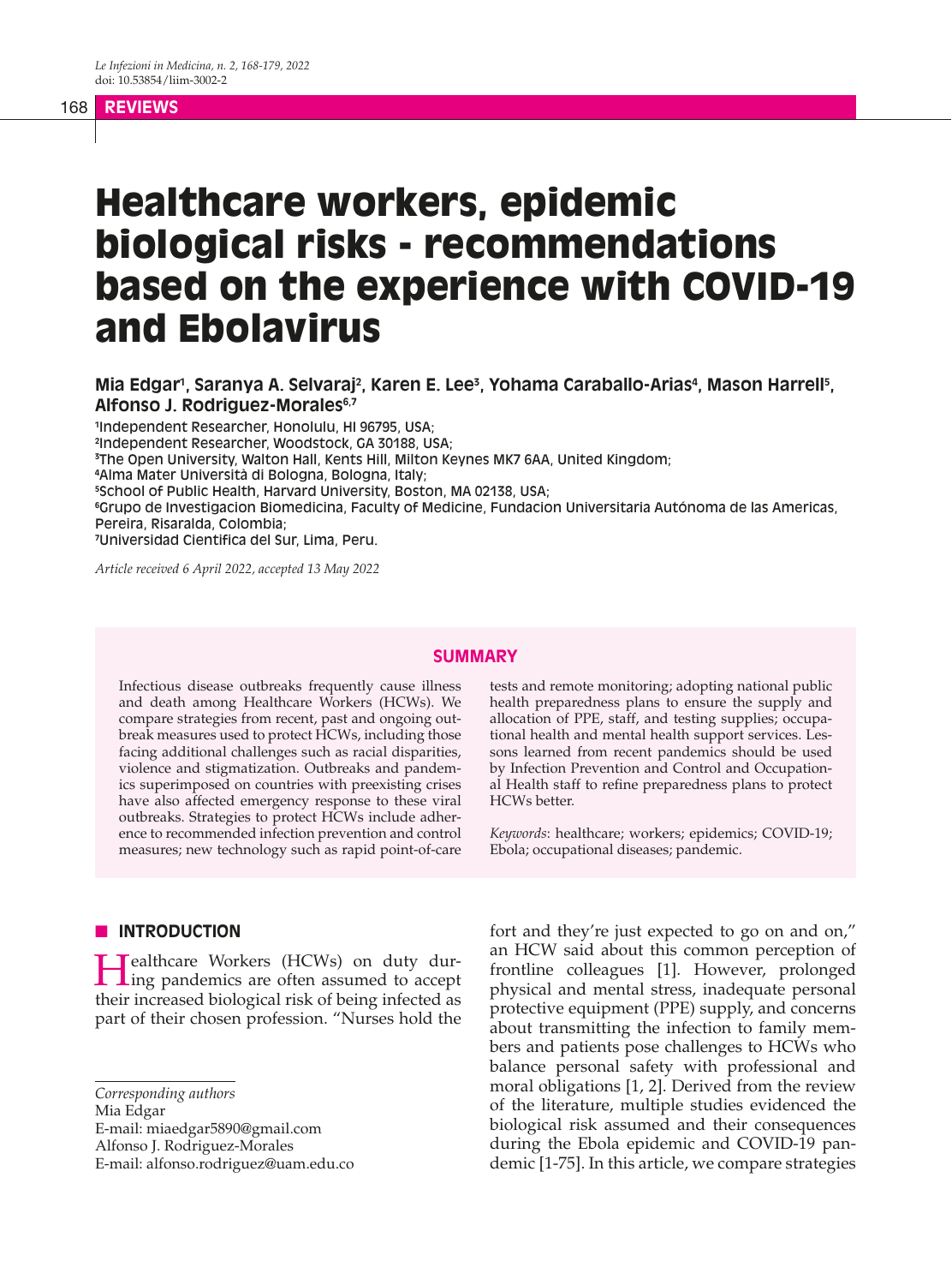# Healthcare workers, epidemic biological risks - recommendations based on the experience with COVID-19 and Ebolavirus

**Mia Edgar[1], Saranya A. Selvaraj[2], Karen E. Lee[3], Yohama Caraballo-Arias[4], Mason Harrell[5], Alfonso J. Rodriguez-Morales[6,7]**

[1]Independent Researcher, Honolulu, HI 96795, USA;
[2]Independent Researcher, Woodstock, GA 30188, USA;
[3]The Open University, Walton Hall, Kents Hill, Milton Keynes MK7 6AA, United Kingdom;
[4]Alma Mater Università di Bologna, Bologna, Italy;
[5]School of Public Health, Harvard University, Boston, MA 02138, USA;
[6]Grupo de Investigacion Biomedicina, Faculty of Medicine, Fundacion Universitaria Autónoma de las Americas, Pereira, Risaralda, Colombia;
[7]Universidad Cientifica del Sur, Lima, Peru.

*Article received 6 April 2022, accepted 13 May 2022*

## SUMMARY

Infectious disease outbreaks frequently cause illness and death among Healthcare Workers (HCWs). We compare strategies from recent, past and ongoing outbreak measures used to protect HCWs, including those facing additional challenges such as racial disparities, violence and stigmatization. Outbreaks and pandemics superimposed on countries with preexisting crises have also affected emergency response to these viral outbreaks. Strategies to protect HCWs include adherence to recommended infection prevention and control measures; new technology such as rapid point-of-care tests and remote monitoring; adopting national public health preparedness plans to ensure the supply and allocation of PPE, staff, and testing supplies; occupational health and mental health support services. Lessons learned from recent pandemics should be used by Infection Prevention and Control and Occupational Health staff to refine preparedness plans to protect HCWs better.

*Keywords*: healthcare; workers; epidemics; COVID-19; Ebola; occupational diseases; pandemic.

## INTRODUCTION

Healthcare Workers (HCWs) on duty during pandemics are often assumed to accept their increased biological risk of being infected as part of their chosen profession. "Nurses hold the fort and they're just expected to go on and on," an HCW said about this common perception of frontline colleagues [1]. However, prolonged physical and mental stress, inadequate personal protective equipment (PPE) supply, and concerns about transmitting the infection to family members and patients pose challenges to HCWs who balance personal safety with professional and moral obligations [1, 2]. Derived from the review of the literature, multiple studies evidenced the biological risk assumed and their consequences during the Ebola epidemic and COVID-19 pandemic [1-75]. In this article, we compare strategies

*Corresponding authors*
Mia Edgar
E-mail: miaedgar5890@gmail.com
Alfonso J. Rodriguez-Morales
E-mail: alfonso.rodriguez@uam.edu.co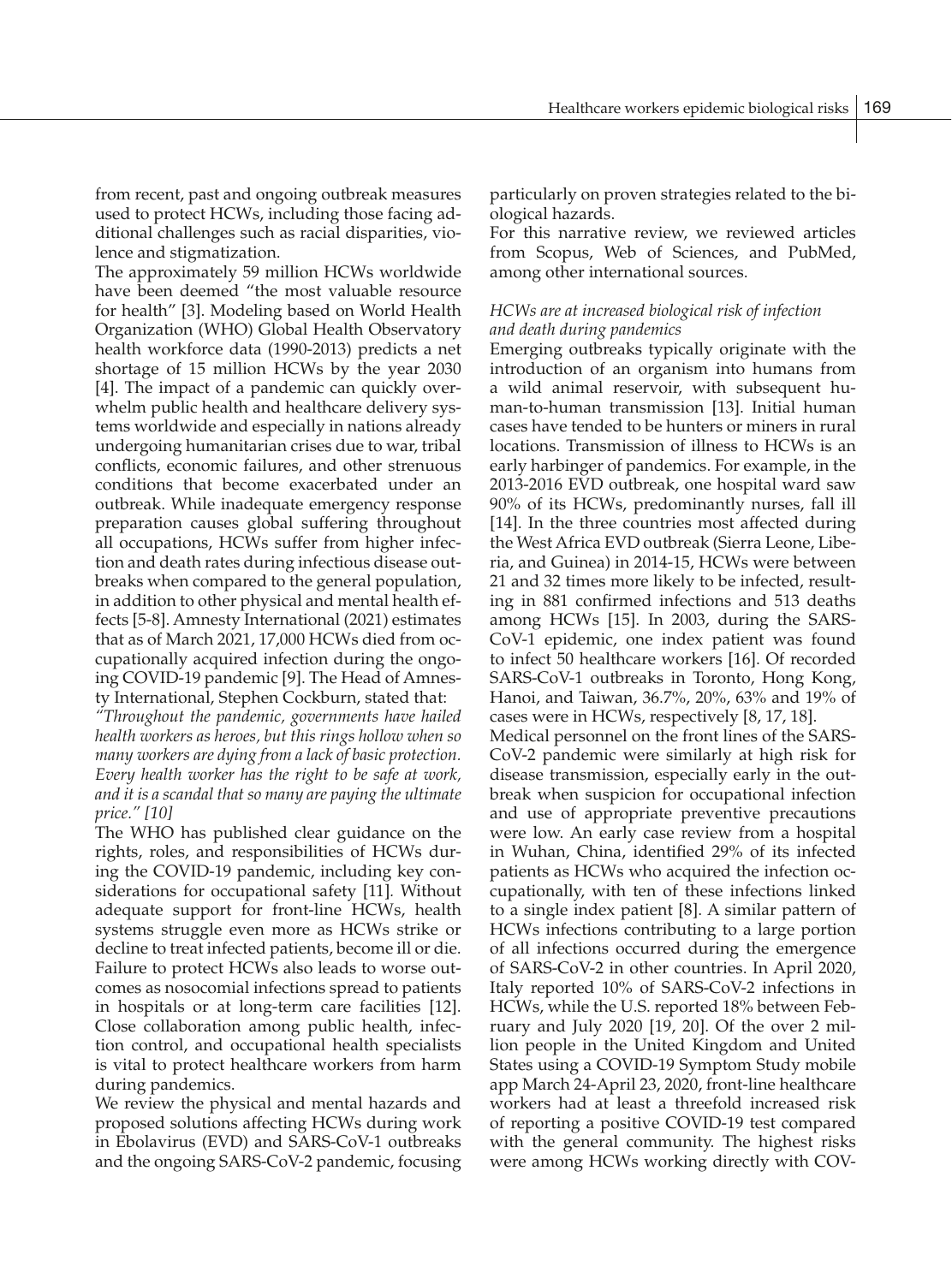from recent, past and ongoing outbreak measures used to protect HCWs, including those facing additional challenges such as racial disparities, violence and stigmatization.

The approximately 59 million HCWs worldwide have been deemed "the most valuable resource for health" [3]. Modeling based on World Health Organization (WHO) Global Health Observatory health workforce data (1990-2013) predicts a net shortage of 15 million HCWs by the year 2030 [4]. The impact of a pandemic can quickly overwhelm public health and healthcare delivery systems worldwide and especially in nations already undergoing humanitarian crises due to war, tribal conflicts, economic failures, and other strenuous conditions that become exacerbated under an outbreak. While inadequate emergency response preparation causes global suffering throughout all occupations, HCWs suffer from higher infection and death rates during infectious disease outbreaks when compared to the general population, in addition to other physical and mental health effects [5-8]. Amnesty International (2021) estimates that as of March 2021, 17,000 HCWs died from occupationally acquired infection during the ongoing COVID-19 pandemic [9]. The Head of Amnesty International, Stephen Cockburn, stated that:

*"Throughout the pandemic, governments have hailed health workers as heroes, but this rings hollow when so many workers are dying from a lack of basic protection. Every health worker has the right to be safe at work, and it is a scandal that so many are paying the ultimate price." [10]*

The WHO has published clear guidance on the rights, roles, and responsibilities of HCWs during the COVID-19 pandemic, including key considerations for occupational safety [11]. Without adequate support for front-line HCWs, health systems struggle even more as HCWs strike or decline to treat infected patients, become ill or die. Failure to protect HCWs also leads to worse outcomes as nosocomial infections spread to patients in hospitals or at long-term care facilities [12]. Close collaboration among public health, infection control, and occupational health specialists is vital to protect healthcare workers from harm during pandemics.

We review the physical and mental hazards and proposed solutions affecting HCWs during work in Ebolavirus (EVD) and SARS-CoV-1 outbreaks and the ongoing SARS-CoV-2 pandemic, focusing particularly on proven strategies related to the biological hazards.

For this narrative review, we reviewed articles from Scopus, Web of Sciences, and PubMed, among other international sources.

### *HCWs are at increased biological risk of infection and death during pandemics*

Emerging outbreaks typically originate with the introduction of an organism into humans from a wild animal reservoir, with subsequent human-to-human transmission [13]. Initial human cases have tended to be hunters or miners in rural locations. Transmission of illness to HCWs is an early harbinger of pandemics. For example, in the 2013-2016 EVD outbreak, one hospital ward saw 90% of its HCWs, predominantly nurses, fall ill [14]. In the three countries most affected during the West Africa EVD outbreak (Sierra Leone, Liberia, and Guinea) in 2014-15, HCWs were between 21 and 32 times more likely to be infected, resulting in 881 confirmed infections and 513 deaths among HCWs [15]. In 2003, during the SARS-CoV-1 epidemic, one index patient was found to infect 50 healthcare workers [16]. Of recorded SARS-CoV-1 outbreaks in Toronto, Hong Kong, Hanoi, and Taiwan, 36.7%, 20%, 63% and 19% of cases were in HCWs, respectively [8, 17, 18].

Medical personnel on the front lines of the SARS-CoV-2 pandemic were similarly at high risk for disease transmission, especially early in the outbreak when suspicion for occupational infection and use of appropriate preventive precautions were low. An early case review from a hospital in Wuhan, China, identified 29% of its infected patients as HCWs who acquired the infection occupationally, with ten of these infections linked to a single index patient [8]. A similar pattern of HCWs infections contributing to a large portion of all infections occurred during the emergence of SARS-CoV-2 in other countries. In April 2020, Italy reported 10% of SARS-CoV-2 infections in HCWs, while the U.S. reported 18% between February and July 2020 [19, 20]. Of the over 2 million people in the United Kingdom and United States using a COVID-19 Symptom Study mobile app March 24-April 23, 2020, front-line healthcare workers had at least a threefold increased risk of reporting a positive COVID-19 test compared with the general community. The highest risks were among HCWs working directly with COV-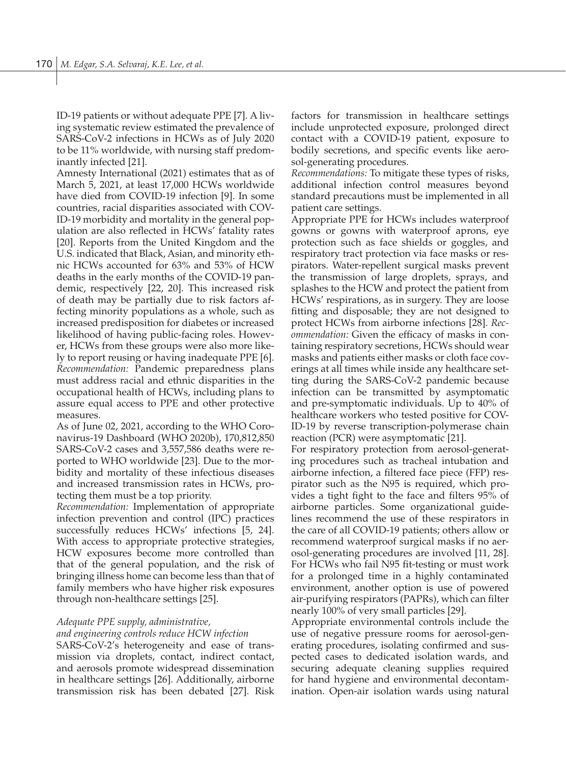ID-19 patients or without adequate PPE [7]. A living systematic review estimated the prevalence of SARS-CoV-2 infections in HCWs as of July 2020 to be 11% worldwide, with nursing staff predominantly infected [21].

Amnesty International (2021) estimates that as of March 5, 2021, at least 17,000 HCWs worldwide have died from COVID-19 infection [9]. In some countries, racial disparities associated with COVID-19 morbidity and mortality in the general population are also reflected in HCWs' fatality rates [20]. Reports from the United Kingdom and the U.S. indicated that Black, Asian, and minority ethnic HCWs accounted for 63% and 53% of HCW deaths in the early months of the COVID-19 pandemic, respectively [22, 20]. This increased risk of death may be partially due to risk factors affecting minority populations as a whole, such as increased predisposition for diabetes or increased likelihood of having public-facing roles. However, HCWs from these groups were also more likely to report reusing or having inadequate PPE [6].

*Recommendation:* Pandemic preparedness plans must address racial and ethnic disparities in the occupational health of HCWs, including plans to assure equal access to PPE and other protective measures.

As of June 02, 2021, according to the WHO Coronavirus-19 Dashboard (WHO 2020b), 170,812,850 SARS-CoV-2 cases and 3,557,586 deaths were reported to WHO worldwide [23]. Due to the morbidity and mortality of these infectious diseases and increased transmission rates in HCWs, protecting them must be a top priority.

*Recommendation:* Implementation of appropriate infection prevention and control (IPC) practices successfully reduces HCWs' infections [5, 24]. With access to appropriate protective strategies, HCW exposures become more controlled than that of the general population, and the risk of bringing illness home can become less than that of family members who have higher risk exposures through non-healthcare settings [25].

*Adequate PPE supply, administrative, and engineering controls reduce HCW infection*

SARS-CoV-2's heterogeneity and ease of transmission via droplets, contact, indirect contact, and aerosols promote widespread dissemination in healthcare settings [26]. Additionally, airborne transmission risk has been debated [27]. Risk factors for transmission in healthcare settings include unprotected exposure, prolonged direct contact with a COVID-19 patient, exposure to bodily secretions, and specific events like aerosol-generating procedures.

*Recommendations:* To mitigate these types of risks, additional infection control measures beyond standard precautions must be implemented in all patient care settings.

Appropriate PPE for HCWs includes waterproof gowns or gowns with waterproof aprons, eye protection such as face shields or goggles, and respiratory tract protection via face masks or respirators. Water-repellent surgical masks prevent the transmission of large droplets, sprays, and splashes to the HCW and protect the patient from HCWs' respirations, as in surgery. They are loose fitting and disposable; they are not designed to protect HCWs from airborne infections [28]. *Recommendation:* Given the efficacy of masks in containing respiratory secretions, HCWs should wear masks and patients either masks or cloth face coverings at all times while inside any healthcare setting during the SARS-CoV-2 pandemic because infection can be transmitted by asymptomatic and pre-symptomatic individuals. Up to 40% of healthcare workers who tested positive for COVID-19 by reverse transcription-polymerase chain reaction (PCR) were asymptomatic [21].

For respiratory protection from aerosol-generating procedures such as tracheal intubation and airborne infection, a filtered face piece (FFP) respirator such as the N95 is required, which provides a tight fight to the face and filters 95% of airborne particles. Some organizational guidelines recommend the use of these respirators in the care of all COVID-19 patients; others allow or recommend waterproof surgical masks if no aerosol-generating procedures are involved [11, 28]. For HCWs who fail N95 fit-testing or must work for a prolonged time in a highly contaminated environment, another option is use of powered air-purifying respirators (PAPRs), which can filter nearly 100% of very small particles [29].

Appropriate environmental controls include the use of negative pressure rooms for aerosol-generating procedures, isolating confirmed and suspected cases to dedicated isolation wards, and securing adequate cleaning supplies required for hand hygiene and environmental decontamination. Open-air isolation wards using natural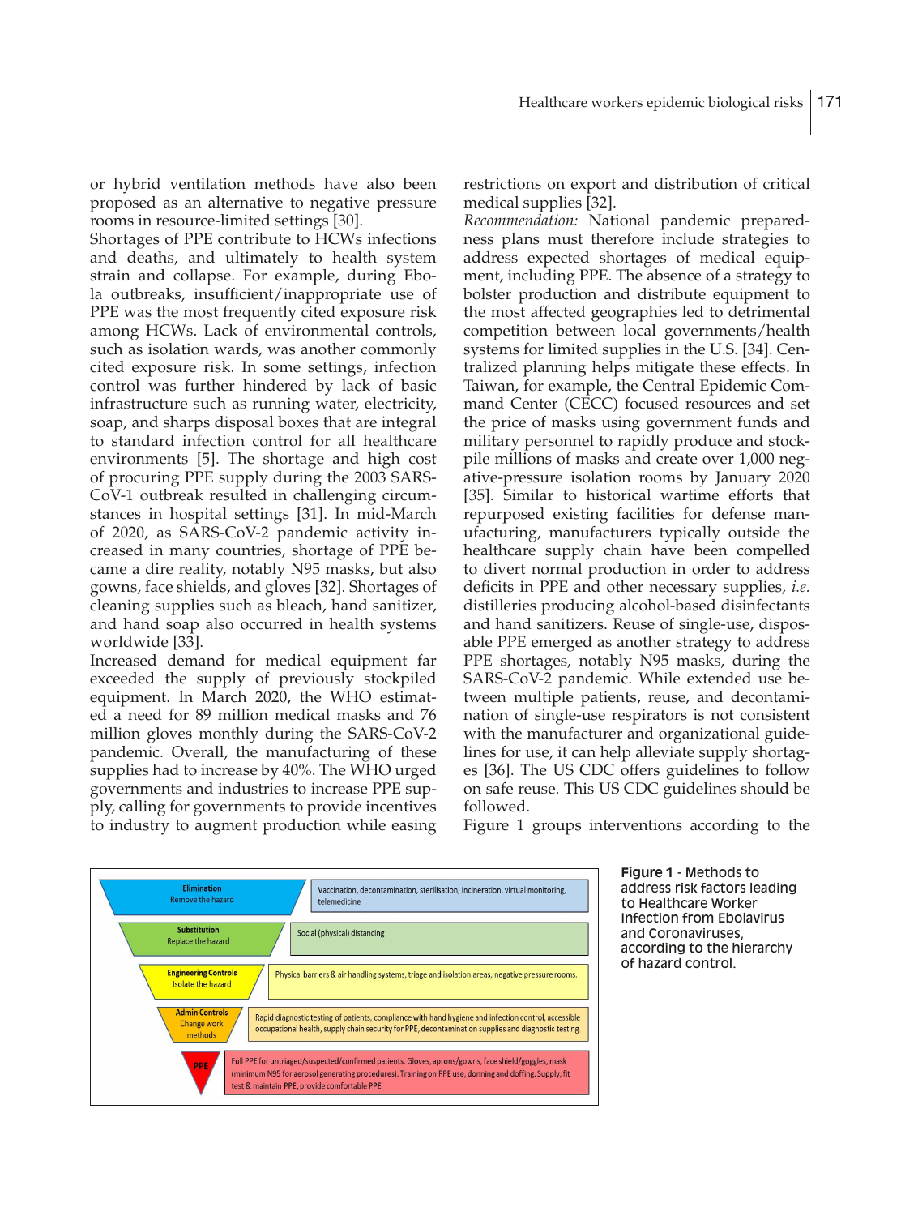or hybrid ventilation methods have also been proposed as an alternative to negative pressure rooms in resource-limited settings [30].

Shortages of PPE contribute to HCWs infections and deaths, and ultimately to health system strain and collapse. For example, during Ebola outbreaks, insufficient/inappropriate use of PPE was the most frequently cited exposure risk among HCWs. Lack of environmental controls, such as isolation wards, was another commonly cited exposure risk. In some settings, infection control was further hindered by lack of basic infrastructure such as running water, electricity, soap, and sharps disposal boxes that are integral to standard infection control for all healthcare environments [5]. The shortage and high cost of procuring PPE supply during the 2003 SARS-CoV-1 outbreak resulted in challenging circumstances in hospital settings [31]. In mid-March of 2020, as SARS-CoV-2 pandemic activity increased in many countries, shortage of PPE became a dire reality, notably N95 masks, but also gowns, face shields, and gloves [32]. Shortages of cleaning supplies such as bleach, hand sanitizer, and hand soap also occurred in health systems worldwide [33].

Increased demand for medical equipment far exceeded the supply of previously stockpiled equipment. In March 2020, the WHO estimated a need for 89 million medical masks and 76 million gloves monthly during the SARS-CoV-2 pandemic. Overall, the manufacturing of these supplies had to increase by 40%. The WHO urged governments and industries to increase PPE supply, calling for governments to provide incentives to industry to augment production while easing restrictions on export and distribution of critical medical supplies [32].

*Recommendation:* National pandemic preparedness plans must therefore include strategies to address expected shortages of medical equipment, including PPE. The absence of a strategy to bolster production and distribute equipment to the most affected geographies led to detrimental competition between local governments/health systems for limited supplies in the U.S. [34]. Centralized planning helps mitigate these effects. In Taiwan, for example, the Central Epidemic Command Center (CECC) focused resources and set the price of masks using government funds and military personnel to rapidly produce and stockpile millions of masks and create over 1,000 negative-pressure isolation rooms by January 2020 [35]. Similar to historical wartime efforts that repurposed existing facilities for defense manufacturing, manufacturers typically outside the healthcare supply chain have been compelled to divert normal production in order to address deficits in PPE and other necessary supplies, *i.e.* distilleries producing alcohol-based disinfectants and hand sanitizers. Reuse of single-use, disposable PPE emerged as another strategy to address PPE shortages, notably N95 masks, during the SARS-CoV-2 pandemic. While extended use between multiple patients, reuse, and decontamination of single-use respirators is not consistent with the manufacturer and organizational guidelines for use, it can help alleviate supply shortages [36]. The US CDC offers guidelines to follow on safe reuse. This US CDC guidelines should be followed.

Figure 1 groups interventions according to the

| Hierarchy level | Interventions |
| --- | --- |
| **Elimination** Remove the hazard | Vaccination, decontamination, sterilisation, incineration, virtual monitoring, telemedicine |
| **Substitution** Replace the hazard | Social (physical) distancing |
| **Engineering Controls** Isolate the hazard | Physical barriers & air handling systems, triage and isolation areas, negative pressure rooms. |
| **Admin Controls** Change work methods | Rapid diagnostic testing of patients, compliance with hand hygiene and infection control, accessible occupational health, supply chain security for PPE, decontamination supplies and diagnostic testing |
| **PPE** | Full PPE for untriaged/suspected/confirmed patients. Gloves, aprons/gowns, face shield/goggles, mask (minimum N95 for aerosol generating procedures). Training on PPE use, donning and doffing. Supply, fit test & maintain PPE, provide comfortable PPE |

**Figure 1** - Methods to address risk factors leading to Healthcare Worker Infection from Ebolavirus and Coronaviruses, according to the hierarchy of hazard control.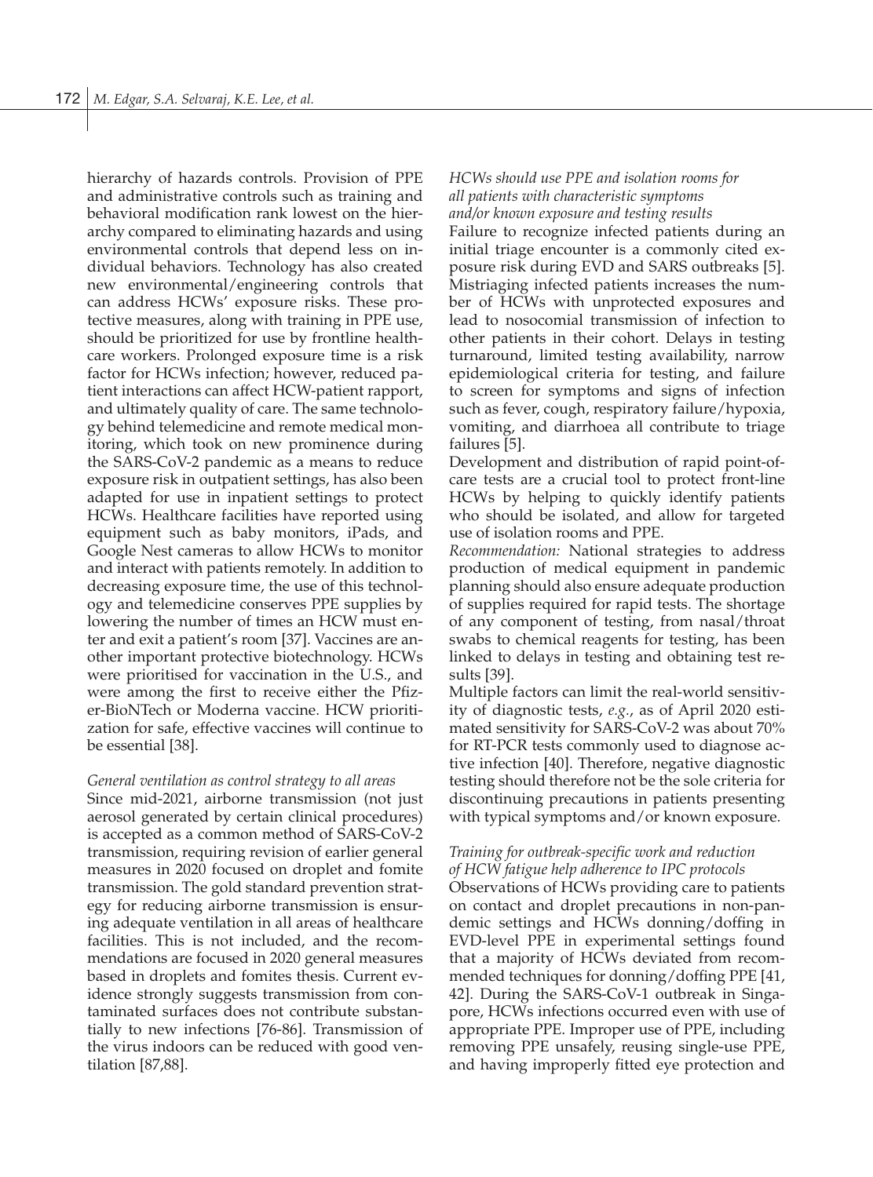hierarchy of hazards controls. Provision of PPE and administrative controls such as training and behavioral modification rank lowest on the hierarchy compared to eliminating hazards and using environmental controls that depend less on individual behaviors. Technology has also created new environmental/engineering controls that can address HCWs' exposure risks. These protective measures, along with training in PPE use, should be prioritized for use by frontline healthcare workers. Prolonged exposure time is a risk factor for HCWs infection; however, reduced patient interactions can affect HCW-patient rapport, and ultimately quality of care. The same technology behind telemedicine and remote medical monitoring, which took on new prominence during the SARS-CoV-2 pandemic as a means to reduce exposure risk in outpatient settings, has also been adapted for use in inpatient settings to protect HCWs. Healthcare facilities have reported using equipment such as baby monitors, iPads, and Google Nest cameras to allow HCWs to monitor and interact with patients remotely. In addition to decreasing exposure time, the use of this technology and telemedicine conserves PPE supplies by lowering the number of times an HCW must enter and exit a patient's room [37]. Vaccines are another important protective biotechnology. HCWs were prioritised for vaccination in the U.S., and were among the first to receive either the Pfizer-BioNTech or Moderna vaccine. HCW prioritization for safe, effective vaccines will continue to be essential [38].

*General ventilation as control strategy to all areas*

Since mid-2021, airborne transmission (not just aerosol generated by certain clinical procedures) is accepted as a common method of SARS-CoV-2 transmission, requiring revision of earlier general measures in 2020 focused on droplet and fomite transmission. The gold standard prevention strategy for reducing airborne transmission is ensuring adequate ventilation in all areas of healthcare facilities. This is not included, and the recommendations are focused in 2020 general measures based in droplets and fomites thesis. Current evidence strongly suggests transmission from contaminated surfaces does not contribute substantially to new infections [76-86]. Transmission of the virus indoors can be reduced with good ventilation [87,88].

*HCWs should use PPE and isolation rooms for all patients with characteristic symptoms and/or known exposure and testing results*

Failure to recognize infected patients during an initial triage encounter is a commonly cited exposure risk during EVD and SARS outbreaks [5]. Mistriaging infected patients increases the number of HCWs with unprotected exposures and lead to nosocomial transmission of infection to other patients in their cohort. Delays in testing turnaround, limited testing availability, narrow epidemiological criteria for testing, and failure to screen for symptoms and signs of infection such as fever, cough, respiratory failure/hypoxia, vomiting, and diarrhoea all contribute to triage failures [5].

Development and distribution of rapid point-of-care tests are a crucial tool to protect front-line HCWs by helping to quickly identify patients who should be isolated, and allow for targeted use of isolation rooms and PPE.

*Recommendation:* National strategies to address production of medical equipment in pandemic planning should also ensure adequate production of supplies required for rapid tests. The shortage of any component of testing, from nasal/throat swabs to chemical reagents for testing, has been linked to delays in testing and obtaining test results [39].

Multiple factors can limit the real-world sensitivity of diagnostic tests, *e.g.*, as of April 2020 estimated sensitivity for SARS-CoV-2 was about 70% for RT-PCR tests commonly used to diagnose active infection [40]. Therefore, negative diagnostic testing should therefore not be the sole criteria for discontinuing precautions in patients presenting with typical symptoms and/or known exposure.

*Training for outbreak-specific work and reduction of HCW fatigue help adherence to IPC protocols*

Observations of HCWs providing care to patients on contact and droplet precautions in non-pandemic settings and HCWs donning/doffing in EVD-level PPE in experimental settings found that a majority of HCWs deviated from recommended techniques for donning/doffing PPE [41, 42]. During the SARS-CoV-1 outbreak in Singapore, HCWs infections occurred even with use of appropriate PPE. Improper use of PPE, including removing PPE unsafely, reusing single-use PPE, and having improperly fitted eye protection and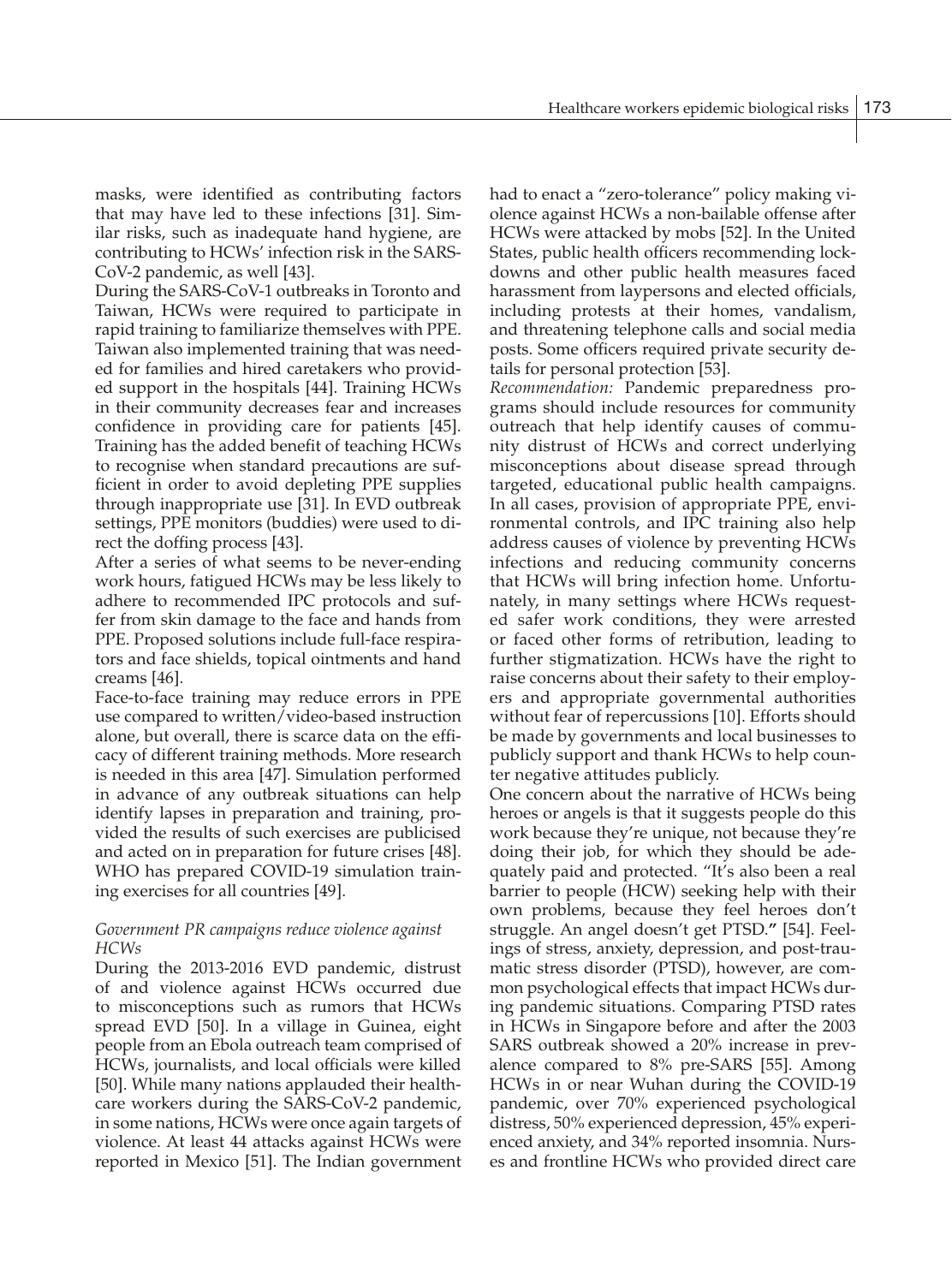masks, were identified as contributing factors that may have led to these infections [31]. Similar risks, such as inadequate hand hygiene, are contributing to HCWs' infection risk in the SARS-CoV-2 pandemic, as well [43].

During the SARS-CoV-1 outbreaks in Toronto and Taiwan, HCWs were required to participate in rapid training to familiarize themselves with PPE. Taiwan also implemented training that was needed for families and hired caretakers who provided support in the hospitals [44]. Training HCWs in their community decreases fear and increases confidence in providing care for patients [45]. Training has the added benefit of teaching HCWs to recognise when standard precautions are sufficient in order to avoid depleting PPE supplies through inappropriate use [31]. In EVD outbreak settings, PPE monitors (buddies) were used to direct the doffing process [43].

After a series of what seems to be never-ending work hours, fatigued HCWs may be less likely to adhere to recommended IPC protocols and suffer from skin damage to the face and hands from PPE. Proposed solutions include full-face respirators and face shields, topical ointments and hand creams [46].

Face-to-face training may reduce errors in PPE use compared to written/video-based instruction alone, but overall, there is scarce data on the efficacy of different training methods. More research is needed in this area [47]. Simulation performed in advance of any outbreak situations can help identify lapses in preparation and training, provided the results of such exercises are publicised and acted on in preparation for future crises [48]. WHO has prepared COVID-19 simulation training exercises for all countries [49].

### *Government PR campaigns reduce violence against HCWs*

During the 2013-2016 EVD pandemic, distrust of and violence against HCWs occurred due to misconceptions such as rumors that HCWs spread EVD [50]. In a village in Guinea, eight people from an Ebola outreach team comprised of HCWs, journalists, and local officials were killed [50]. While many nations applauded their healthcare workers during the SARS-CoV-2 pandemic, in some nations, HCWs were once again targets of violence. At least 44 attacks against HCWs were reported in Mexico [51]. The Indian government had to enact a "zero-tolerance" policy making violence against HCWs a non-bailable offense after HCWs were attacked by mobs [52]. In the United States, public health officers recommending lockdowns and other public health measures faced harassment from laypersons and elected officials, including protests at their homes, vandalism, and threatening telephone calls and social media posts. Some officers required private security details for personal protection [53].

*Recommendation:* Pandemic preparedness programs should include resources for community outreach that help identify causes of community distrust of HCWs and correct underlying misconceptions about disease spread through targeted, educational public health campaigns. In all cases, provision of appropriate PPE, environmental controls, and IPC training also help address causes of violence by preventing HCWs infections and reducing community concerns that HCWs will bring infection home. Unfortunately, in many settings where HCWs requested safer work conditions, they were arrested or faced other forms of retribution, leading to further stigmatization. HCWs have the right to raise concerns about their safety to their employers and appropriate governmental authorities without fear of repercussions [10]. Efforts should be made by governments and local businesses to publicly support and thank HCWs to help counter negative attitudes publicly.

One concern about the narrative of HCWs being heroes or angels is that it suggests people do this work because they're unique, not because they're doing their job, for which they should be adequately paid and protected. "It's also been a real barrier to people (HCW) seeking help with their own problems, because they feel heroes don't struggle. An angel doesn't get PTSD." [54]. Feelings of stress, anxiety, depression, and post-traumatic stress disorder (PTSD), however, are common psychological effects that impact HCWs during pandemic situations. Comparing PTSD rates in HCWs in Singapore before and after the 2003 SARS outbreak showed a 20% increase in prevalence compared to 8% pre-SARS [55]. Among HCWs in or near Wuhan during the COVID-19 pandemic, over 70% experienced psychological distress, 50% experienced depression, 45% experienced anxiety, and 34% reported insomnia. Nurses and frontline HCWs who provided direct care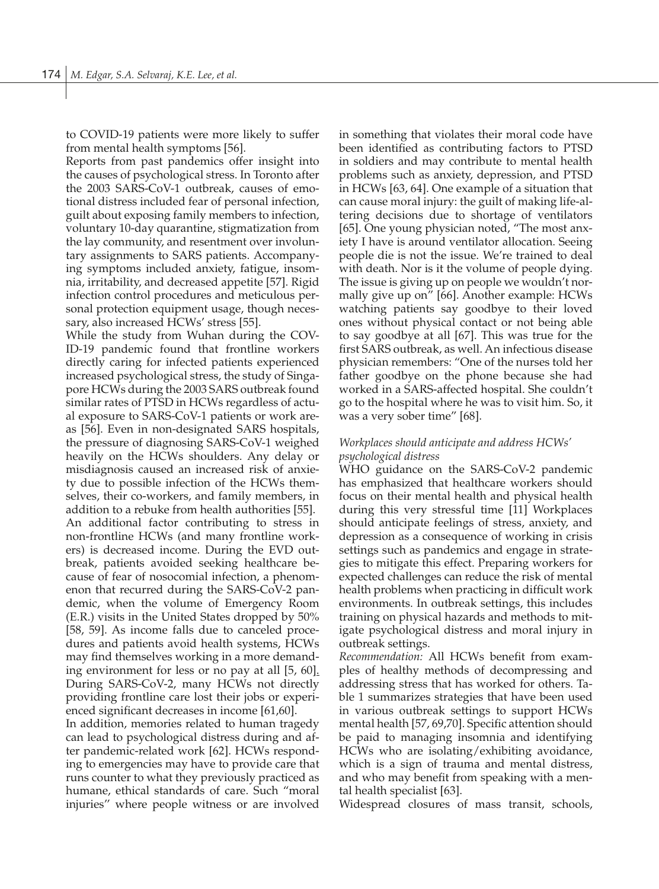to COVID-19 patients were more likely to suffer from mental health symptoms [56].

Reports from past pandemics offer insight into the causes of psychological stress. In Toronto after the 2003 SARS-CoV-1 outbreak, causes of emotional distress included fear of personal infection, guilt about exposing family members to infection, voluntary 10-day quarantine, stigmatization from the lay community, and resentment over involuntary assignments to SARS patients. Accompanying symptoms included anxiety, fatigue, insomnia, irritability, and decreased appetite [57]. Rigid infection control procedures and meticulous personal protection equipment usage, though necessary, also increased HCWs' stress [55].

While the study from Wuhan during the COVID-19 pandemic found that frontline workers directly caring for infected patients experienced increased psychological stress, the study of Singapore HCWs during the 2003 SARS outbreak found similar rates of PTSD in HCWs regardless of actual exposure to SARS-CoV-1 patients or work areas [56]. Even in non-designated SARS hospitals, the pressure of diagnosing SARS-CoV-1 weighed heavily on the HCWs shoulders. Any delay or misdiagnosis caused an increased risk of anxiety due to possible infection of the HCWs themselves, their co-workers, and family members, in addition to a rebuke from health authorities [55].

An additional factor contributing to stress in non-frontline HCWs (and many frontline workers) is decreased income. During the EVD outbreak, patients avoided seeking healthcare because of fear of nosocomial infection, a phenomenon that recurred during the SARS-CoV-2 pandemic, when the volume of Emergency Room (E.R.) visits in the United States dropped by 50% [58, 59]. As income falls due to canceled procedures and patients avoid health systems, HCWs may find themselves working in a more demanding environment for less or no pay at all [5, 60]. During SARS-CoV-2, many HCWs not directly providing frontline care lost their jobs or experienced significant decreases in income [61,60].

In addition, memories related to human tragedy can lead to psychological distress during and after pandemic-related work [62]. HCWs responding to emergencies may have to provide care that runs counter to what they previously practiced as humane, ethical standards of care. Such "moral injuries" where people witness or are involved in something that violates their moral code have been identified as contributing factors to PTSD in soldiers and may contribute to mental health problems such as anxiety, depression, and PTSD in HCWs [63, 64]. One example of a situation that can cause moral injury: the guilt of making life-altering decisions due to shortage of ventilators [65]. One young physician noted, "The most anxiety I have is around ventilator allocation. Seeing people die is not the issue. We're trained to deal with death. Nor is it the volume of people dying. The issue is giving up on people we wouldn't normally give up on" [66]. Another example: HCWs watching patients say goodbye to their loved ones without physical contact or not being able to say goodbye at all [67]. This was true for the first SARS outbreak, as well. An infectious disease physician remembers: "One of the nurses told her father goodbye on the phone because she had worked in a SARS-affected hospital. She couldn't go to the hospital where he was to visit him. So, it was a very sober time" [68].

*Workplaces should anticipate and address HCWs' psychological distress*

WHO guidance on the SARS-CoV-2 pandemic has emphasized that healthcare workers should focus on their mental health and physical health during this very stressful time [11] Workplaces should anticipate feelings of stress, anxiety, and depression as a consequence of working in crisis settings such as pandemics and engage in strategies to mitigate this effect. Preparing workers for expected challenges can reduce the risk of mental health problems when practicing in difficult work environments. In outbreak settings, this includes training on physical hazards and methods to mitigate psychological distress and moral injury in outbreak settings.

*Recommendation:* All HCWs benefit from examples of healthy methods of decompressing and addressing stress that has worked for others. Table 1 summarizes strategies that have been used in various outbreak settings to support HCWs mental health [57, 69,70]. Specific attention should be paid to managing insomnia and identifying HCWs who are isolating/exhibiting avoidance, which is a sign of trauma and mental distress, and who may benefit from speaking with a mental health specialist [63].

Widespread closures of mass transit, schools,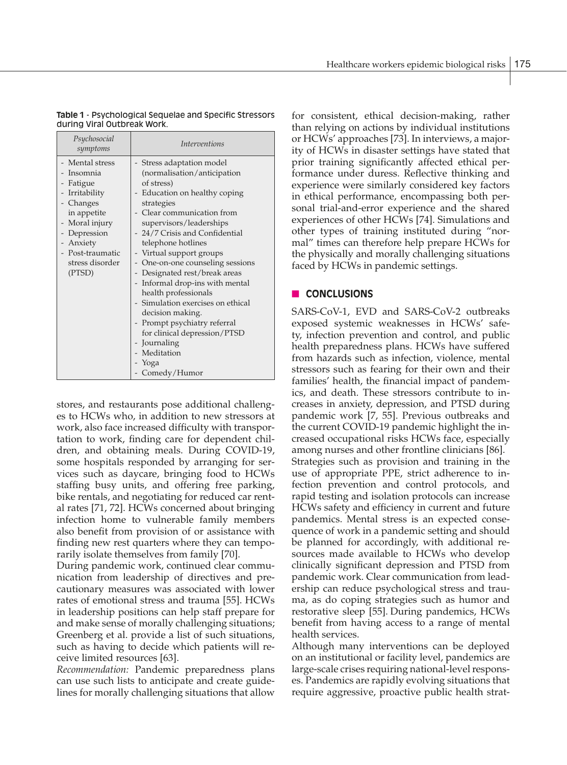**Table 1** - Psychological Sequelae and Specific Stressors during Viral Outbreak Work.

| *Psychosocial symptoms* | *Interventions* |
|---|---|
| - Mental stress<br>- Insomnia<br>- Fatigue<br>- Irritability<br>- Changes in appetite<br>- Moral injury<br>- Depression<br>- Anxiety<br>- Post-traumatic stress disorder (PTSD) | - Stress adaptation model (normalisation/anticipation of stress)<br>- Education on healthy coping strategies<br>- Clear communication from supervisors/leaderships<br>- 24/7 Crisis and Confidential telephone hotlines<br>- Virtual support groups<br>- One-on-one counseling sessions<br>- Designated rest/break areas<br>- Informal drop-ins with mental health professionals<br>- Simulation exercises on ethical decision making.<br>- Prompt psychiatry referral for clinical depression/PTSD<br>- Journaling<br>- Meditation<br>- Yoga<br>- Comedy/Humor |

stores, and restaurants pose additional challenges to HCWs who, in addition to new stressors at work, also face increased difficulty with transportation to work, finding care for dependent children, and obtaining meals. During COVID-19, some hospitals responded by arranging for services such as daycare, bringing food to HCWs staffing busy units, and offering free parking, bike rentals, and negotiating for reduced car rental rates [71, 72]. HCWs concerned about bringing infection home to vulnerable family members also benefit from provision of or assistance with finding new rest quarters where they can temporarily isolate themselves from family [70].

During pandemic work, continued clear communication from leadership of directives and precautionary measures was associated with lower rates of emotional stress and trauma [55]. HCWs in leadership positions can help staff prepare for and make sense of morally challenging situations; Greenberg et al. provide a list of such situations, such as having to decide which patients will receive limited resources [63].

*Recommendation:* Pandemic preparedness plans can use such lists to anticipate and create guidelines for morally challenging situations that allow for consistent, ethical decision-making, rather than relying on actions by individual institutions or HCWs' approaches [73]. In interviews, a majority of HCWs in disaster settings have stated that prior training significantly affected ethical performance under duress. Reflective thinking and experience were similarly considered key factors in ethical performance, encompassing both personal trial-and-error experience and the shared experiences of other HCWs [74]. Simulations and other types of training instituted during "normal" times can therefore help prepare HCWs for the physically and morally challenging situations faced by HCWs in pandemic settings.

## CONCLUSIONS

SARS-CoV-1, EVD and SARS-CoV-2 outbreaks exposed systemic weaknesses in HCWs' safety, infection prevention and control, and public health preparedness plans. HCWs have suffered from hazards such as infection, violence, mental stressors such as fearing for their own and their families' health, the financial impact of pandemics, and death. These stressors contribute to increases in anxiety, depression, and PTSD during pandemic work [7, 55]. Previous outbreaks and the current COVID-19 pandemic highlight the increased occupational risks HCWs face, especially among nurses and other frontline clinicians [86].

Strategies such as provision and training in the use of appropriate PPE, strict adherence to infection prevention and control protocols, and rapid testing and isolation protocols can increase HCWs safety and efficiency in current and future pandemics. Mental stress is an expected consequence of work in a pandemic setting and should be planned for accordingly, with additional resources made available to HCWs who develop clinically significant depression and PTSD from pandemic work. Clear communication from leadership can reduce psychological stress and trauma, as do coping strategies such as humor and restorative sleep [55]. During pandemics, HCWs benefit from having access to a range of mental health services.

Although many interventions can be deployed on an institutional or facility level, pandemics are large-scale crises requiring national-level responses. Pandemics are rapidly evolving situations that require aggressive, proactive public health strat-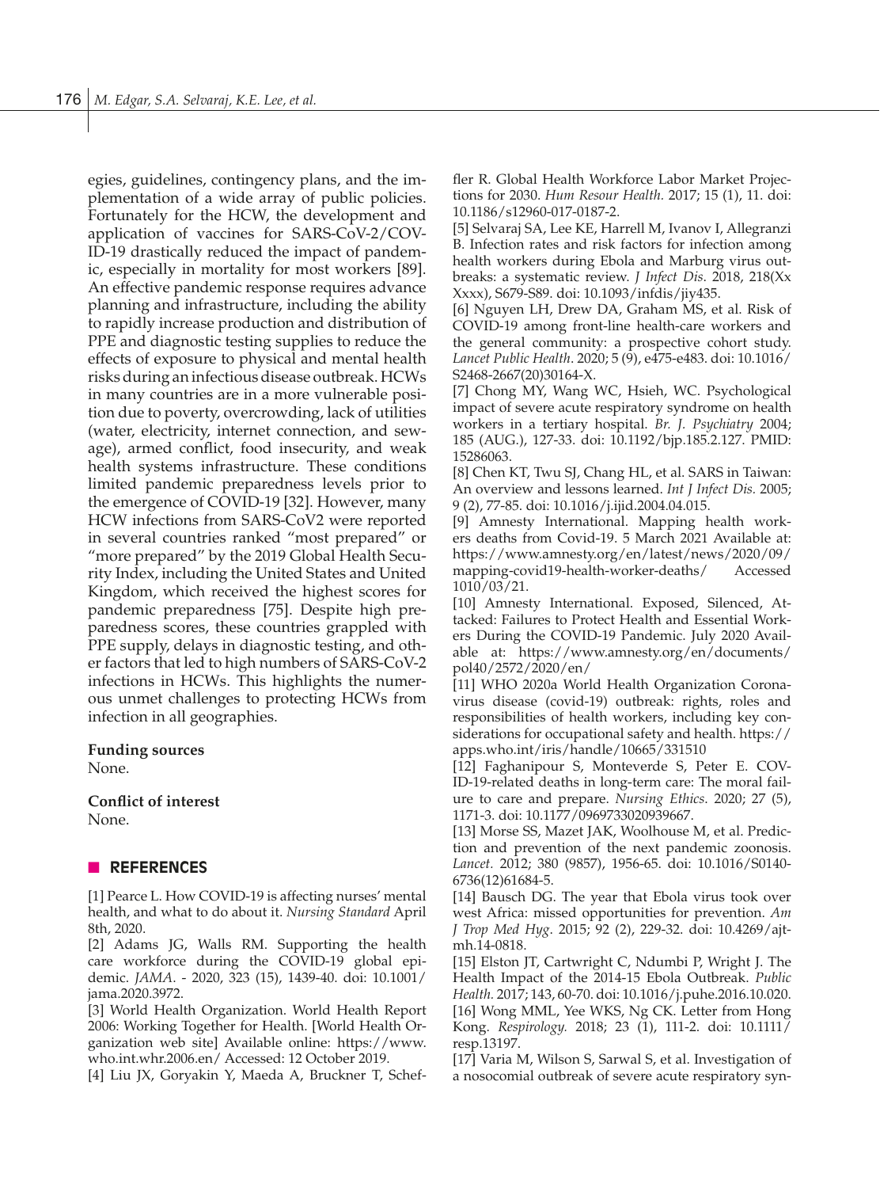egies, guidelines, contingency plans, and the implementation of a wide array of public policies. Fortunately for the HCW, the development and application of vaccines for SARS-CoV-2/COVID-19 drastically reduced the impact of pandemic, especially in mortality for most workers [89]. An effective pandemic response requires advance planning and infrastructure, including the ability to rapidly increase production and distribution of PPE and diagnostic testing supplies to reduce the effects of exposure to physical and mental health risks during an infectious disease outbreak. HCWs in many countries are in a more vulnerable position due to poverty, overcrowding, lack of utilities (water, electricity, internet connection, and sewage), armed conflict, food insecurity, and weak health systems infrastructure. These conditions limited pandemic preparedness levels prior to the emergence of COVID-19 [32]. However, many HCW infections from SARS-CoV2 were reported in several countries ranked "most prepared" or "more prepared" by the 2019 Global Health Security Index, including the United States and United Kingdom, which received the highest scores for pandemic preparedness [75]. Despite high preparedness scores, these countries grappled with PPE supply, delays in diagnostic testing, and other factors that led to high numbers of SARS-CoV-2 infections in HCWs. This highlights the numerous unmet challenges to protecting HCWs from infection in all geographies.

**Funding sources**

None.

**Conflict of interest**

None.

## REFERENCES

[1] Pearce L. How COVID-19 is affecting nurses' mental health, and what to do about it. *Nursing Standard* April 8th, 2020.

[2] Adams JG, Walls RM. Supporting the health care workforce during the COVID-19 global epidemic. *JAMA*. - 2020, 323 (15), 1439-40. doi: 10.1001/jama.2020.3972.

[3] World Health Organization. World Health Report 2006: Working Together for Health. [World Health Organization web site] Available online: https://www.who.int.whr.2006.en/ Accessed: 12 October 2019.

[4] Liu JX, Goryakin Y, Maeda A, Bruckner T, Scheffler R. Global Health Workforce Labor Market Projections for 2030. *Hum Resour Health.* 2017; 15 (1), 11. doi: 10.1186/s12960-017-0187-2.

[5] Selvaraj SA, Lee KE, Harrell M, Ivanov I, Allegranzi B. Infection rates and risk factors for infection among health workers during Ebola and Marburg virus outbreaks: a systematic review. *J Infect Dis*. 2018, 218(Xx Xxxx), S679-S89. doi: 10.1093/infdis/jiy435.

[6] Nguyen LH, Drew DA, Graham MS, et al. Risk of COVID-19 among front-line health-care workers and the general community: a prospective cohort study. *Lancet Public Health*. 2020; 5 (9), e475-e483. doi: 10.1016/S2468-2667(20)30164-X.

[7] Chong MY, Wang WC, Hsieh, WC. Psychological impact of severe acute respiratory syndrome on health workers in a tertiary hospital. *Br. J. Psychiatry* 2004; 185 (AUG.), 127-33. doi: 10.1192/bjp.185.2.127. PMID: 15286063.

[8] Chen KT, Twu SJ, Chang HL, et al. SARS in Taiwan: An overview and lessons learned. *Int J Infect Dis.* 2005; 9 (2), 77-85. doi: 10.1016/j.ijid.2004.04.015.

[9] Amnesty International. Mapping health workers deaths from Covid-19. 5 March 2021 Available at: https://www.amnesty.org/en/latest/news/2020/09/mapping-covid19-health-worker-deaths/ Accessed 1010/03/21.

[10] Amnesty International. Exposed, Silenced, Attacked: Failures to Protect Health and Essential Workers During the COVID-19 Pandemic. July 2020 Available at: https://www.amnesty.org/en/documents/pol40/2572/2020/en/

[11] WHO 2020a World Health Organization Coronavirus disease (covid-19) outbreak: rights, roles and responsibilities of health workers, including key considerations for occupational safety and health. https://apps.who.int/iris/handle/10665/331510

[12] Faghanipour S, Monteverde S, Peter E. COVID-19-related deaths in long-term care: The moral failure to care and prepare. *Nursing Ethics.* 2020; 27 (5), 1171-3. doi: 10.1177/0969733020939667.

[13] Morse SS, Mazet JAK, Woolhouse M, et al. Prediction and prevention of the next pandemic zoonosis. *Lancet.* 2012; 380 (9857), 1956-65. doi: 10.1016/S0140-6736(12)61684-5.

[14] Bausch DG. The year that Ebola virus took over west Africa: missed opportunities for prevention. *Am J Trop Med Hyg*. 2015; 92 (2), 229-32. doi: 10.4269/ajtmh.14-0818.

[15] Elston JT, Cartwright C, Ndumbi P, Wright J. The Health Impact of the 2014-15 Ebola Outbreak. *Public Health.* 2017; 143, 60-70. doi: 10.1016/j.puhe.2016.10.020.

[16] Wong MML, Yee WKS, Ng CK. Letter from Hong Kong. *Respirology.* 2018; 23 (1), 111-2. doi: 10.1111/resp.13197.

[17] Varia M, Wilson S, Sarwal S, et al. Investigation of a nosocomial outbreak of severe acute respiratory syn-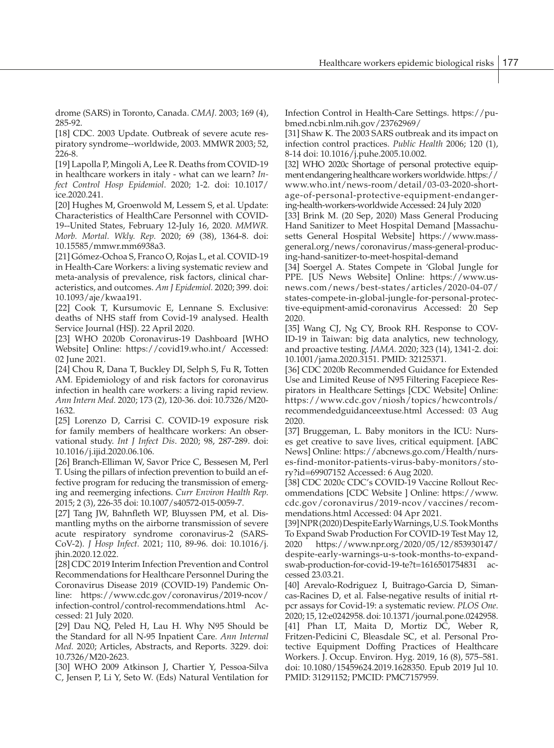drome (SARS) in Toronto, Canada. *CMAJ*. 2003; 169 (4), 285-92.

[18] CDC. 2003 Update. Outbreak of severe acute respiratory syndrome--worldwide, 2003. MMWR 2003; 52, 226-8.

[19] Lapolla P, Mingoli A, Lee R. Deaths from COVID-19 in healthcare workers in italy - what can we learn? *Infect Control Hosp Epidemiol*. 2020; 1-2. doi: 10.1017/ice.2020.241.

[20] Hughes M, Groenwold M, Lessem S, et al. Update: Characteristics of HealthCare Personnel with COVID-19--United States, February 12-July 16, 2020. *MMWR. Morb. Mortal. Wkly. Rep.* 2020; 69 (38), 1364-8. doi: 10.15585/mmwr.mm6938a3.

[21] Gómez-Ochoa S, Franco O, Rojas L, et al. COVID-19 in Health-Care Workers: a living systematic review and meta-analysis of prevalence, risk factors, clinical characteristics, and outcomes. *Am J Epidemiol*. 2020; 399. doi: 10.1093/aje/kwaa191.

[22] Cook T, Kursumovic E, Lennane S. Exclusive: deaths of NHS staff from Covid-19 analysed. Health Service Journal (HSJ). 22 April 2020.

[23] WHO 2020b Coronavirus-19 Dashboard [WHO Website] Online: https://covid19.who.int/ Accessed: 02 June 2021.

[24] Chou R, Dana T, Buckley DI, Selph S, Fu R, Totten AM. Epidemiology of and risk factors for coronavirus infection in health care workers: a living rapid review. *Ann Intern Med*. 2020; 173 (2), 120-36. doi: 10.7326/M20-1632.

[25] Lorenzo D, Carrisi C. COVID-19 exposure risk for family members of healthcare workers: An observational study. *Int J Infect Dis*. 2020; 98, 287-289. doi: 10.1016/j.ijid.2020.06.106.

[26] Branch-Elliman W, Savor Price C, Bessesen M, Perl T. Using the pillars of infection prevention to build an effective program for reducing the transmission of emerging and reemerging infections. *Curr Environ Health Rep.* 2015; 2 (3), 226-35 doi: 10.1007/s40572-015-0059-7.

[27] Tang JW, Bahnfleth WP, Bluyssen PM, et al. Dismantling myths on the airborne transmission of severe acute respiratory syndrome coronavirus-2 (SARS-CoV-2). *J Hosp Infect*. 2021; 110, 89-96. doi: 10.1016/j.jhin.2020.12.022.

[28] CDC 2019 Interim Infection Prevention and Control Recommendations for Healthcare Personnel During the Coronavirus Disease 2019 (COVID-19) Pandemic Online: https://www.cdc.gov/coronavirus/2019-ncov/infection-control/control-recommendations.html Accessed: 21 July 2020.

[29] Dau NQ, Peled H, Lau H. Why N95 Should be the Standard for all N-95 Inpatient Care. *Ann Internal Med.* 2020; Articles, Abstracts, and Reports. 3229. doi: 10.7326/M20-2623.

[30] WHO 2009 Atkinson J, Chartier Y, Pessoa-Silva C, Jensen P, Li Y, Seto W. (Eds) Natural Ventilation for Infection Control in Health-Care Settings. https://pubmed.ncbi.nlm.nih.gov/23762969/

[31] Shaw K. The 2003 SARS outbreak and its impact on infection control practices. *Public Health* 2006; 120 (1), 8-14 doi: 10.1016/j.puhe.2005.10.002.

[32] WHO 2020c Shortage of personal protective equipment endangering healthcare workers worldwide. https://www.who.int/news-room/detail/03-03-2020-shortage-of-personal-protective-equipment-endangering-health-workers-worldwide Accessed: 24 July 2020

[33] Brink M. (20 Sep, 2020) Mass General Producing Hand Sanitizer to Meet Hospital Demand [Massachusetts General Hospital Website] https://www.massgeneral.org/news/coronavirus/mass-general-producing-hand-sanitizer-to-meet-hospital-demand

[34] Soergel A. States Compete in 'Global Jungle for PPE. [US News Website] Online: https://www.usnews.com/news/best-states/articles/2020-04-07/states-compete-in-global-jungle-for-personal-protective-equipment-amid-coronavirus Accessed: 20 Sep 2020.

[35] Wang CJ, Ng CY, Brook RH. Response to COVID-19 in Taiwan: big data analytics, new technology, and proactive testing. *JAMA*. 2020; 323 (14), 1341-2. doi: 10.1001/jama.2020.3151. PMID: 32125371.

[36] CDC 2020b Recommended Guidance for Extended Use and Limited Reuse of N95 Filtering Facepiece Respirators in Healthcare Settings [CDC Website] Online: https://www.cdc.gov/niosh/topics/hcwcontrols/recommendedguidanceextuse.html Accessed: 03 Aug 2020.

[37] Bruggeman, L. Baby monitors in the ICU: Nurses get creative to save lives, critical equipment. [ABC News] Online: https://abcnews.go.com/Health/nurses-find-monitor-patients-virus-baby-monitors/story?id=69907152 Accessed: 6 Aug 2020.

[38] CDC 2020c CDC's COVID-19 Vaccine Rollout Recommendations [CDC Website ] Online: https://www.cdc.gov/coronavirus/2019-ncov/vaccines/recommendations.html Accessed: 04 Apr 2021.

[39] NPR (2020) Despite Early Warnings, U.S. Took Months To Expand Swab Production For COVID-19 Test May 12, 2020 https://www.npr.org/2020/05/12/853930147/despite-early-warnings-u-s-took-months-to-expand-swab-production-for-covid-19-te?t=1616501754831 accessed 23.03.21.

[40] Arevalo-Rodriguez I, Buitrago-Garcia D, Simancas-Racines D, et al. False-negative results of initial rt-pcr assays for Covid-19: a systematic review. *PLOS One*. 2020; 15, 12:e0242958. doi: 10.1371/journal.pone.0242958.

[41] Phan LT, Maita D, Mortiz DC, Weber R, Fritzen-Pedicini C, Bleasdale SC, et al. Personal Protective Equipment Doffing Practices of Healthcare Workers. J. Occup. Environ. Hyg. 2019, 16 (8), 575–581. doi: 10.1080/15459624.2019.1628350. Epub 2019 Jul 10. PMID: 31291152; PMCID: PMC7157959.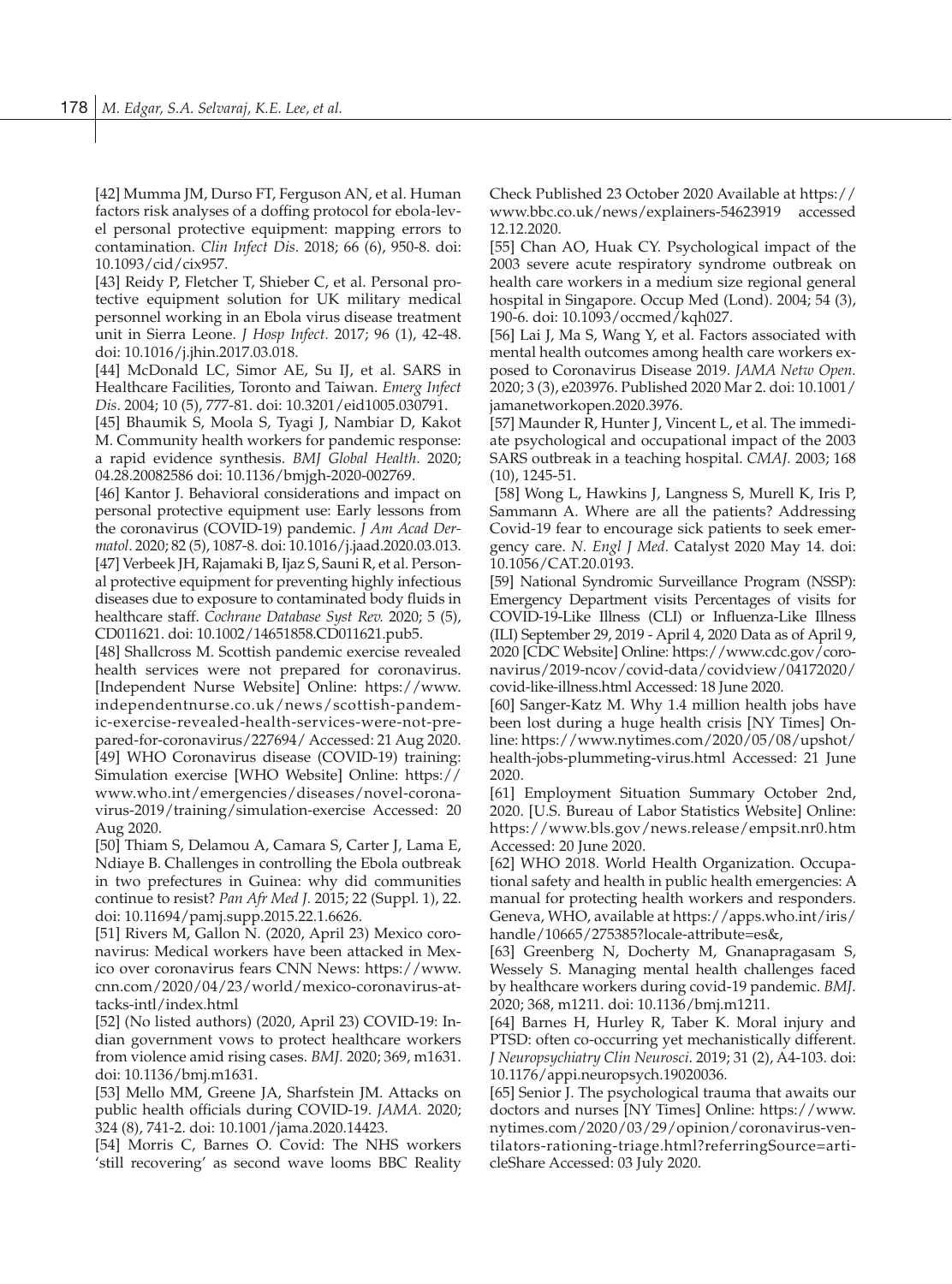[42] Mumma JM, Durso FT, Ferguson AN, et al. Human factors risk analyses of a doffing protocol for ebola-level personal protective equipment: mapping errors to contamination. *Clin Infect Dis*. 2018; 66 (6), 950-8. doi: 10.1093/cid/cix957.

[43] Reidy P, Fletcher T, Shieber C, et al. Personal protective equipment solution for UK military medical personnel working in an Ebola virus disease treatment unit in Sierra Leone. *J Hosp Infect.* 2017; 96 (1), 42-48. doi: 10.1016/j.jhin.2017.03.018.

[44] McDonald LC, Simor AE, Su IJ, et al. SARS in Healthcare Facilities, Toronto and Taiwan. *Emerg Infect Dis*. 2004; 10 (5), 777-81. doi: 10.3201/eid1005.030791.

[45] Bhaumik S, Moola S, Tyagi J, Nambiar D, Kakot M. Community health workers for pandemic response: a rapid evidence synthesis. *BMJ Global Health.* 2020; 04.28.20082586 doi: 10.1136/bmjgh-2020-002769.

[46] Kantor J. Behavioral considerations and impact on personal protective equipment use: Early lessons from the coronavirus (COVID-19) pandemic. *J Am Acad Dermatol.* 2020; 82 (5), 1087-8. doi: 10.1016/j.jaad.2020.03.013.

[47] Verbeek JH, Rajamaki B, Ijaz S, Sauni R, et al. Personal protective equipment for preventing highly infectious diseases due to exposure to contaminated body fluids in healthcare staff. *Cochrane Database Syst Rev.* 2020; 5 (5), CD011621. doi: 10.1002/14651858.CD011621.pub5.

[48] Shallcross M. Scottish pandemic exercise revealed health services were not prepared for coronavirus. [Independent Nurse Website] Online: https://www.independentnurse.co.uk/news/scottish-pandemic-exercise-revealed-health-services-were-not-prepared-for-coronavirus/227694/ Accessed: 21 Aug 2020.

[49] WHO Coronavirus disease (COVID-19) training: Simulation exercise [WHO Website] Online: https://www.who.int/emergencies/diseases/novel-coronavirus-2019/training/simulation-exercise Accessed: 20 Aug 2020.

[50] Thiam S, Delamou A, Camara S, Carter J, Lama E, Ndiaye B. Challenges in controlling the Ebola outbreak in two prefectures in Guinea: why did communities continue to resist? *Pan Afr Med J.* 2015; 22 (Suppl. 1), 22. doi: 10.11694/pamj.supp.2015.22.1.6626.

[51] Rivers M, Gallon N. (2020, April 23) Mexico coronavirus: Medical workers have been attacked in Mexico over coronavirus fears CNN News: https://www.cnn.com/2020/04/23/world/mexico-coronavirus-attacks-intl/index.html

[52] (No listed authors) (2020, April 23) COVID-19: Indian government vows to protect healthcare workers from violence amid rising cases. *BMJ.* 2020; 369, m1631. doi: 10.1136/bmj.m1631.

[53] Mello MM, Greene JA, Sharfstein JM. Attacks on public health officials during COVID-19. *JAMA.* 2020; 324 (8), 741-2. doi: 10.1001/jama.2020.14423.

[54] Morris C, Barnes O. Covid: The NHS workers 'still recovering' as second wave looms BBC Reality Check Published 23 October 2020 Available at https://www.bbc.co.uk/news/explainers-54623919 accessed 12.12.2020.

[55] Chan AO, Huak CY. Psychological impact of the 2003 severe acute respiratory syndrome outbreak on health care workers in a medium size regional general hospital in Singapore. Occup Med (Lond). 2004; 54 (3), 190-6. doi: 10.1093/occmed/kqh027.

[56] Lai J, Ma S, Wang Y, et al. Factors associated with mental health outcomes among health care workers exposed to Coronavirus Disease 2019. *JAMA Netw Open.* 2020; 3 (3), e203976. Published 2020 Mar 2. doi: 10.1001/jamanetworkopen.2020.3976.

[57] Maunder R, Hunter J, Vincent L, et al. The immediate psychological and occupational impact of the 2003 SARS outbreak in a teaching hospital. *CMAJ.* 2003; 168 (10), 1245-51.

[58] Wong L, Hawkins J, Langness S, Murell K, Iris P, Sammann A. Where are all the patients? Addressing Covid-19 fear to encourage sick patients to seek emergency care. *N. Engl J Med.* Catalyst 2020 May 14. doi: 10.1056/CAT.20.0193.

[59] National Syndromic Surveillance Program (NSSP): Emergency Department visits Percentages of visits for COVID-19-Like Illness (CLI) or Influenza-Like Illness (ILI) September 29, 2019 - April 4, 2020 Data as of April 9, 2020 [CDC Website] Online: https://www.cdc.gov/coronavirus/2019-ncov/covid-data/covidview/04172020/covid-like-illness.html Accessed: 18 June 2020.

[60] Sanger-Katz M. Why 1.4 million health jobs have been lost during a huge health crisis [NY Times] Online: https://www.nytimes.com/2020/05/08/upshot/health-jobs-plummeting-virus.html Accessed: 21 June 2020.

[61] Employment Situation Summary October 2nd, 2020. [U.S. Bureau of Labor Statistics Website] Online: https://www.bls.gov/news.release/empsit.nr0.htm Accessed: 20 June 2020.

[62] WHO 2018. World Health Organization. Occupational safety and health in public health emergencies: A manual for protecting health workers and responders. Geneva, WHO, available at https://apps.who.int/iris/handle/10665/275385?locale-attribute=es&,

[63] Greenberg N, Docherty M, Gnanapragasam S, Wessely S. Managing mental health challenges faced by healthcare workers during covid-19 pandemic. *BMJ.* 2020; 368, m1211. doi: 10.1136/bmj.m1211.

[64] Barnes H, Hurley R, Taber K. Moral injury and PTSD: often co-occurring yet mechanistically different. *J Neuropsychiatry Clin Neurosci*. 2019; 31 (2), A4-103. doi: 10.1176/appi.neuropsych.19020036.

[65] Senior J. The psychological trauma that awaits our doctors and nurses [NY Times] Online: https://www.nytimes.com/2020/03/29/opinion/coronavirus-ventilators-rationing-triage.html?referringSource=articleShare Accessed: 03 July 2020.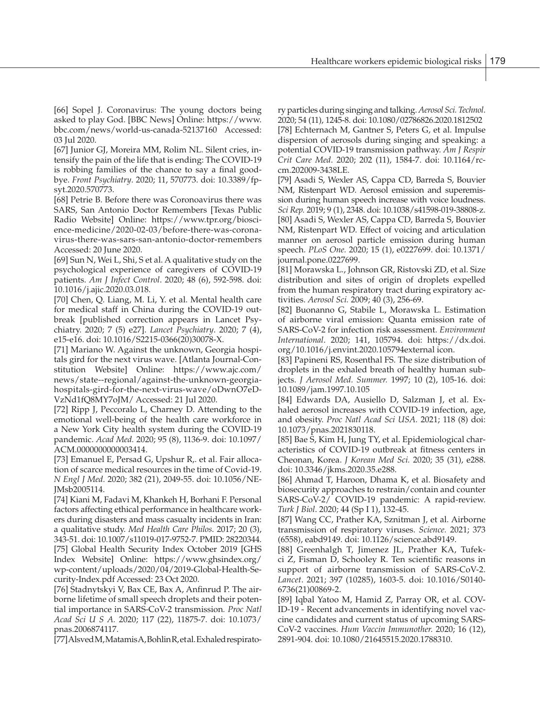[66] Sopel J. Coronavirus: The young doctors being asked to play God. [BBC News] Online: https://www.bbc.com/news/world-us-canada-52137160 Accessed: 03 Jul 2020.

[67] Junior GJ, Moreira MM, Rolim NL. Silent cries, intensify the pain of the life that is ending: The COVID-19 is robbing families of the chance to say a final goodbye. *Front Psychiatry*. 2020; 11, 570773. doi: 10.3389/fpsyt.2020.570773.

[68] Petrie B. Before there was Coronoavirus there was SARS, San Antonio Doctor Remembers [Texas Public Radio Website] Online: https://www.tpr.org/bioscience-medicine/2020-02-03/before-there-was-coronavirus-there-was-sars-san-antonio-doctor-remembers Accessed: 20 June 2020.

[69] Sun N, Wei L, Shi, S et al. A qualitative study on the psychological experience of caregivers of COVID-19 patients. *Am J Infect Control*. 2020; 48 (6), 592-598. doi: 10.1016/j.ajic.2020.03.018.

[70] Chen, Q. Liang, M. Li, Y. et al. Mental health care for medical staff in China during the COVID-19 outbreak [published correction appears in Lancet Psychiatry. 2020; 7 (5) e27]. *Lancet Psychiatry*. 2020; 7 (4), e15-e16. doi: 10.1016/S2215-0366(20)30078-X.

[71] Mariano W. Against the unknown, Georgia hospitals gird for the next virus wave. [Atlanta Journal-Constitution Website] Online: https://www.ajc.com/news/state--regional/against-the-unknown-georgia-hospitals-gird-for-the-next-virus-wave/oDwnO7eD-VzNd1fQ8MY7oJM/ Accessed: 21 Jul 2020.

[72] Ripp J, Peccoralo L, Charney D. Attending to the emotional well-being of the health care workforce in a New York City health system during the COVID-19 pandemic. *Acad Med*. 2020; 95 (8), 1136-9. doi: 10.1097/ACM.0000000000003414.

[73] Emanuel E, Persad G, Upshur R,. et al. Fair allocation of scarce medical resources in the time of Covid-19. *N Engl J Med*. 2020; 382 (21), 2049-55. doi: 10.1056/NEJMsb2005114.

[74] Kiani M, Fadavi M, Khankeh H, Borhani F. Personal factors affecting ethical performance in healthcare workers during disasters and mass casualty incidents in Iran: a qualitative study. *Med Health Care Philos*. 2017; 20 (3), 343-51. doi: 10.1007/s11019-017-9752-7. PMID: 28220344.

[75] Global Health Security Index October 2019 [GHS Index Website] Online: https://www.ghsindex.org/wp-content/uploads/2020/04/2019-Global-Health-Security-Index.pdf Accessed: 23 Oct 2020.

[76] Stadnytskyi V, Bax CE, Bax A, Anfinrud P. The airborne lifetime of small speech droplets and their potential importance in SARS-CoV-2 transmission. *Proc Natl Acad Sci U S A*. 2020; 117 (22), 11875-7. doi: 10.1073/pnas.2006874117.

[77] Alsved M, Matamis A, Bohlin R, et al. Exhaled respiratory particles during singing and talking. *Aerosol Sci. Technol*. 2020; 54 (11), 1245-8. doi: 10.1080/02786826.2020.1812502

[78] Echternach M, Gantner S, Peters G, et al. Impulse dispersion of aerosols during singing and speaking: a potential COVID-19 transmission pathway. *Am J Respir Crit Care Med*. 2020; 202 (11), 1584-7. doi: 10.1164/rccm.202009-3438LE.

[79] Asadi S, Wexler AS, Cappa CD, Barreda S, Bouvier NM, Ristenpart WD. Aerosol emission and superemission during human speech increase with voice loudness. *Sci Rep*. 2019; 9 (1), 2348. doi: 10.1038/s41598-019-38808-z.

[80] Asadi S, Wexler AS, Cappa CD, Barreda S, Bouvier NM, Ristenpart WD. Effect of voicing and articulation manner on aerosol particle emission during human speech. *PLoS One*. 2020; 15 (1), e0227699. doi: 10.1371/journal.pone.0227699.

[81] Morawska L., Johnson GR, Ristovski ZD, et al. Size distribution and sites of origin of droplets expelled from the human respiratory tract during expiratory activities. *Aerosol Sci*. 2009; 40 (3), 256-69.

[82] Buonanno G, Stabile L, Morawska L. Estimation of airborne viral emission: Quanta emission rate of SARS-CoV-2 for infection risk assessment. *Environment International*. 2020; 141, 105794. doi: https://dx.doi.org/10.1016/j.envint.2020.105794external icon.

[83] Papineni RS, Rosenthal FS. The size distribution of droplets in the exhaled breath of healthy human subjects. *J Aerosol Med. Summer*. 1997; 10 (2), 105-16. doi: 10.1089/jam.1997.10.105

[84] Edwards DA, Ausiello D, Salzman J, et al. Exhaled aerosol increases with COVID-19 infection, age, and obesity. *Proc Natl Acad Sci USA*. 2021; 118 (8) doi: 10.1073/pnas.2021830118.

[85] Bae S, Kim H, Jung TY, et al. Epidemiological characteristics of COVID-19 outbreak at fitness centers in Cheonan, Korea. *J Korean Med Sci*. 2020; 35 (31), e288. doi: 10.3346/jkms.2020.35.e288.

[86] Ahmad T, Haroon, Dhama K, et al. Biosafety and biosecurity approaches to restrain/contain and counter SARS-CoV-2/ COVID-19 pandemic: A rapid-review. *Turk J Biol*. 2020; 44 (Sp I 1), 132-45.

[87] Wang CC, Prather KA, Sznitman J, et al. Airborne transmission of respiratory viruses. *Science*. 2021; 373 (6558), eabd9149. doi: 10.1126/science.abd9149.

[88] Greenhalgh T, Jimenez JL, Prather KA, Tufekci Z, Fisman D, Schooley R. Ten scientific reasons in support of airborne transmission of SARS-CoV-2. *Lancet*. 2021; 397 (10285), 1603-5. doi: 10.1016/S0140-6736(21)00869-2.

[89] Iqbal Yatoo M, Hamid Z, Parray OR, et al. COVID-19 - Recent advancements in identifying novel vaccine candidates and current status of upcoming SARS-CoV-2 vaccines. *Hum Vaccin Immunother*. 2020; 16 (12), 2891-904. doi: 10.1080/21645515.2020.1788310.